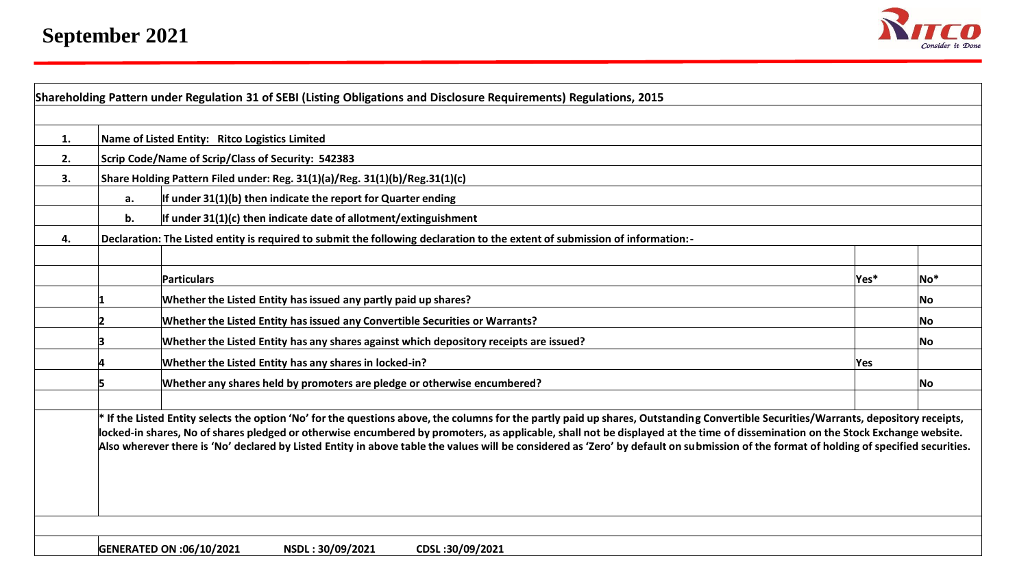# September 2021

**Shareholding Pattern under Regulation 31 of SEBI (Listing Obligations and Disclosure Requirements) Regulations, 2015**

| | | | | |
|---|---|---|---|---|
| 1. | Name of Listed Entity: Ritco Logistics Limited | | | |
| 2. | Scrip Code/Name of Scrip/Class of Security: 542383 | | | |
| 3. | Share Holding Pattern Filed under: Reg. 31(1)(a)/Reg. 31(1)(b)/Reg.31(1)(c) | | | |
| | a. | If under 31(1)(b) then indicate the report for Quarter ending | | |
| | b. | If under 31(1)(c) then indicate date of allotment/extinguishment | | |
| 4. | Declaration: The Listed entity is required to submit the following declaration to the extent of submission of information:- | | | |

| | Particulars | Yes* | No* |
|---|---|---|---|
| 1 | Whether the Listed Entity has issued any partly paid up shares? | | No |
| 2 | Whether the Listed Entity has issued any Convertible Securities or Warrants? | | No |
| 3 | Whether the Listed Entity has any shares against which depository receipts are issued? | | No |
| 4 | Whether the Listed Entity has any shares in locked-in? | Yes | |
| 5 | Whether any shares held by promoters are pledge or otherwise encumbered? | | No |

* If the Listed Entity selects the option 'No' for the questions above, the columns for the partly paid up shares, Outstanding Convertible Securities/Warrants, depository receipts, locked-in shares, No of shares pledged or otherwise encumbered by promoters, as applicable, shall not be displayed at the time of dissemination on the Stock Exchange website. Also wherever there is 'No' declared by Listed Entity in above table the values will be considered as 'Zero' by default on submission of the format of holding of specified securities.

**GENERATED ON :06/10/2021 NSDL : 30/09/2021 CDSL :30/09/2021**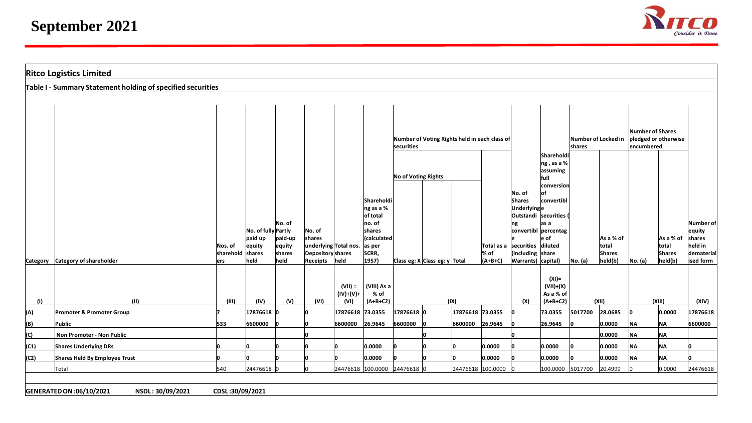# September 2021

## Ritco Logistics Limited

### Table I - Summary Statement holding of specified securities

| Category | Category of shareholder | Nos. of shareholders | No. of fully paid up equity shares held | No. of Partly paid-up equity shares held | No. of shares underlying Depository Receipts | Total nos. shares held | Shareholding as a % of total no. of shares (calculated as per SCRR, 1957) | Number of Voting Rights held in each class of securities | | | | No. of Shares Underlying Outstanding convertible securities (including Warrants) | Shareholding , as a % assuming full conversion of convertible securities ( as a percentage of diluted share capital) | Number of Locked in shares | | Number of Shares pledged or otherwise encumbered | | Number of equity shares held in dematerialised form |
|---|---|---|---|---|---|---|---|---|---|---|---|---|---|---|---|---|---|---|
| | | | | | | | | No of Voting Rights | | | Total as a % of (A+B+C) | | | No. (a) | As a % of total Shares held(b) | No. (a) | As a % of total Shares held(b) | |
| | | | | | | | | Class eg: X | Class eg: y | Total | | | | | | | | |
| (I) | (II) | (III) | (IV) | (V) | (VI) | (VII) = (IV)+(V)+ (VI) | (VIII) As a % of (A+B+C2) | (IX) | | | | (X) | (XI)= (VII)+(X) As a % of (A+B+C2) | (XII) | | (XIII) | | (XIV) |
| (A) | Promoter & Promoter Group | 7 | 17876618 | 0 | 0 | 17876618 | 73.0355 | 17876618 | 0 | 17876618 | 73.0355 | 0 | 73.0355 | 5017700 | 28.0685 | 0 | 0.0000 | 17876618 |
| (B) | Public | 533 | 6600000 | 0 | 0 | 6600000 | 26.9645 | 6600000 | 0 | 6600000 | 26.9645 | 0 | 26.9645 | 0 | 0.0000 | NA | NA | 6600000 |
| (C) | Non Promoter - Non Public | | | | 0 | | | | 0 | | | 0 | | | 0.0000 | NA | NA | |
| (C1) | Shares Underlying DRs | 0 | 0 | 0 | 0 | 0 | 0.0000 | 0 | 0 | 0 | 0.0000 | 0 | 0.0000 | 0 | 0.0000 | NA | NA | 0 |
| (C2) | Shares Held By Employee Trust | 0 | 0 | 0 | 0 | 0 | 0.0000 | 0 | 0 | 0 | 0.0000 | 0 | 0.0000 | 0 | 0.0000 | NA | NA | 0 |
| | Total | 540 | 24476618 | 0 | 0 | 24476618 | 100.0000 | 24476618 | 0 | 24476618 | 100.0000 | 0 | 100.0000 | 5017700 | 20.4999 | 0 | 0.0000 | 24476618 |

**GENERATED ON :06/10/2021** **NSDL : 30/09/2021** **CDSL :30/09/2021**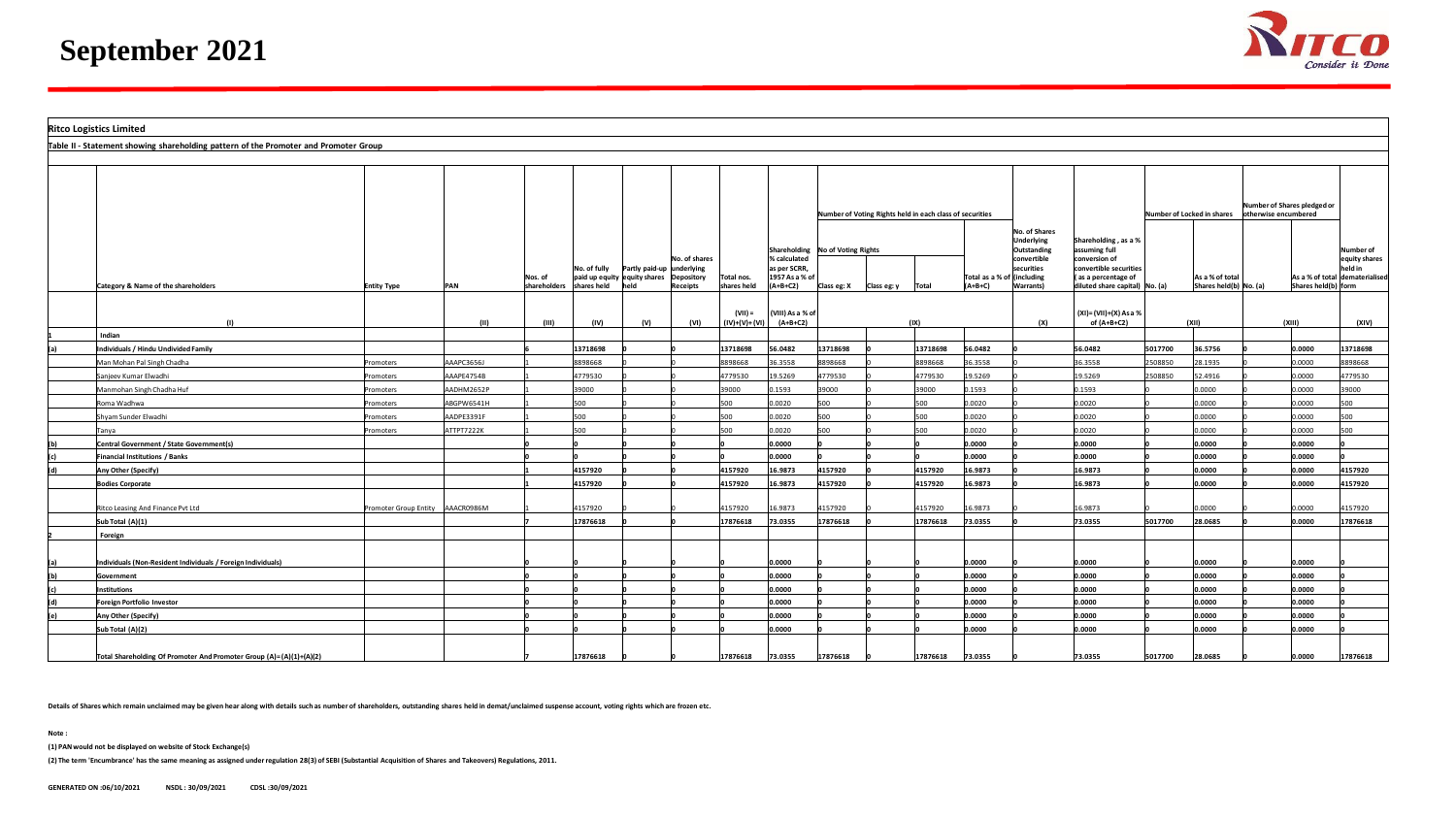# September 2021

**Ritco Logistics Limited**

**Table II - Statement showing shareholding pattern of the Promoter and Promoter Group**

| | Category & Name of the shareholders | Entity Type | PAN | Nos. of shareholders | No. of fully paid up equity shares held | Partly paid-up equity shares held | No. of shares underlying Depository Receipts | Total nos. shares held | Shareholding % calculated as per SCRR, 1957 As a % of (A+B+C2) | Number of Voting Rights held in each class of securities | | | | No. of Shares Underlying Outstanding convertible securities (including Warrants) | Shareholding , as a % assuming full conversion of convertible securities ( as a percentage of diluted share capital) | Number of Locked in shares | | Number of Shares pledged or otherwise encumbered | | Number of equity shares held in dematerialised form |
|---|---|---|---|---|---|---|---|---|---|---|---|---|---|---|---|---|---|---|---|---|
| | | | | | | | | | | No of Voting Rights | | | Total as a % of (A+B+C) | | | No. (a) | As a % of total Shares held(b) | No. (a) | As a % of total Shares held(b) | |
| | | | | | | | | | | Class eg: X | Class eg: y | Total | | | | | | | | |
| | (I) | | (II) | (III) | (IV) | (V) | (VI) | (VII) = (IV)+(V)+ (VI) | (VIII) As a % of (A+B+C2) | (IX) | | | | (X) | (XI)= (VII)+(X) As a % of (A+B+C2) | (XII) | | (XIII) | | (XIV) |
| 1 | Indian | | | | | | | | | | | | | | | | | | | |
| (a) | Individuals / Hindu Undivided Family | | | 6 | 13718698 | 0 | 0 | 13718698 | 56.0482 | 13718698 | 0 | 13718698 | 56.0482 | 0 | 56.0482 | 5017700 | 36.5756 | 0 | 0.0000 | 13718698 |
| | Man Mohan Pal Singh Chadha | Promoters | AAAPC3656J | 1 | 8898668 | 0 | 0 | 8898668 | 36.3558 | 8898668 | 0 | 8898668 | 36.3558 | 0 | 36.3558 | 2508850 | 28.1935 | 0 | 0.0000 | 8898668 |
| | Sanjeev Kumar Elwadhi | Promoters | AAAPE4754B | 1 | 4779530 | 0 | 0 | 4779530 | 19.5269 | 4779530 | 0 | 4779530 | 19.5269 | 0 | 19.5269 | 2508850 | 52.4916 | 0 | 0.0000 | 4779530 |
| | Manmohan Singh Chadha Huf | Promoters | AADHM2652P | 1 | 39000 | 0 | 0 | 39000 | 0.1593 | 39000 | 0 | 39000 | 0.1593 | 0 | 0.1593 | 0 | 0.0000 | 0 | 0.0000 | 39000 |
| | Roma Wadhwa | Promoters | ABGPW6541H | 1 | 500 | 0 | 0 | 500 | 0.0020 | 500 | 0 | 500 | 0.0020 | 0 | 0.0020 | 0 | 0.0000 | 0 | 0.0000 | 500 |
| | Shyam Sunder Elwadhi | Promoters | AADPE3391F | 1 | 500 | 0 | 0 | 500 | 0.0020 | 500 | 0 | 500 | 0.0020 | 0 | 0.0020 | 0 | 0.0000 | 0 | 0.0000 | 500 |
| | Tanya | Promoters | ATTPT7222K | 1 | 500 | 0 | 0 | 500 | 0.0020 | 500 | 0 | 500 | 0.0020 | 0 | 0.0020 | 0 | 0.0000 | 0 | 0.0000 | 500 |
| (b) | Central Government / State Government(s) | | | 0 | 0 | 0 | 0 | 0 | 0.0000 | 0 | 0 | 0 | 0.0000 | 0 | 0.0000 | 0 | 0.0000 | 0 | 0.0000 | 0 |
| (c) | Financial Institutions / Banks | | | 0 | 0 | 0 | 0 | 0 | 0.0000 | 0 | 0 | 0 | 0.0000 | 0 | 0.0000 | 0 | 0.0000 | 0 | 0.0000 | 0 |
| (d) | Any Other (Specify) | | | 1 | 4157920 | 0 | 0 | 4157920 | 16.9873 | 4157920 | 0 | 4157920 | 16.9873 | 0 | 16.9873 | 0 | 0.0000 | 0 | 0.0000 | 4157920 |
| | Bodies Corporate | | | 1 | 4157920 | 0 | 0 | 4157920 | 16.9873 | 4157920 | 0 | 4157920 | 16.9873 | 0 | 16.9873 | 0 | 0.0000 | 0 | 0.0000 | 4157920 |
| | Ritco Leasing And Finance Pvt Ltd | Promoter Group Entity | AAACR0986M | 1 | 4157920 | 0 | 0 | 4157920 | 16.9873 | 4157920 | 0 | 4157920 | 16.9873 | 0 | 16.9873 | 0 | 0.0000 | 0 | 0.0000 | 4157920 |
| | Sub Total (A)(1) | | | 7 | 17876618 | 0 | 0 | 17876618 | 73.0355 | 17876618 | 0 | 17876618 | 73.0355 | 0 | 73.0355 | 5017700 | 28.0685 | 0 | 0.0000 | 17876618 |
| 2 | Foreign | | | | | | | | | | | | | | | | | | | |
| (a) | Individuals (Non-Resident Individuals / Foreign Individuals) | | | 0 | 0 | 0 | 0 | 0 | 0.0000 | 0 | 0 | 0 | 0.0000 | 0 | 0.0000 | 0 | 0.0000 | 0 | 0.0000 | 0 |
| (b) | Government | | | 0 | 0 | 0 | 0 | 0 | 0.0000 | 0 | 0 | 0 | 0.0000 | 0 | 0.0000 | 0 | 0.0000 | 0 | 0.0000 | 0 |
| (c) | Institutions | | | 0 | 0 | 0 | 0 | 0 | 0.0000 | 0 | 0 | 0 | 0.0000 | 0 | 0.0000 | 0 | 0.0000 | 0 | 0.0000 | 0 |
| (d) | Foreign Portfolio Investor | | | 0 | 0 | 0 | 0 | 0 | 0.0000 | 0 | 0 | 0 | 0.0000 | 0 | 0.0000 | 0 | 0.0000 | 0 | 0.0000 | 0 |
| (e) | Any Other (Specify) | | | 0 | 0 | 0 | 0 | 0 | 0.0000 | 0 | 0 | 0 | 0.0000 | 0 | 0.0000 | 0 | 0.0000 | 0 | 0.0000 | 0 |
| | Sub Total (A)(2) | | | 0 | 0 | 0 | 0 | 0 | 0.0000 | 0 | 0 | 0 | 0.0000 | 0 | 0.0000 | 0 | 0.0000 | 0 | 0.0000 | 0 |
| | Total Shareholding Of Promoter And Promoter Group (A)=(A)(1)+(A)(2) | | | 7 | 17876618 | 0 | 0 | 17876618 | 73.0355 | 17876618 | 0 | 17876618 | 73.0355 | 0 | 73.0355 | 5017700 | 28.0685 | 0 | 0.0000 | 17876618 |

Details of Shares which remain unclaimed may be given hear along with details such as number of shareholders, outstanding shares held in demat/unclaimed suspense account, voting rights which are frozen etc.

**Note :**

(1) PAN would not be displayed on website of Stock Exchange(s)

(2) The term 'Encumbrance' has the same meaning as assigned under regulation 28(3) of SEBI (Substantial Acquisition of Shares and Takeovers) Regulations, 2011.

GENERATED ON :06/10/2021 NSDL : 30/09/2021 CDSL :30/09/2021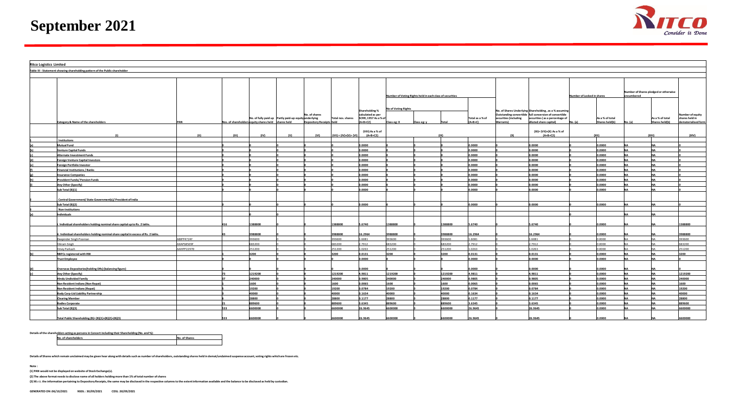# September 2021

**Ritco Logistics Limited**

**Table III - Statement showing shareholding pattern of the Public shareholder**

| | Category & Name of the shareholders | PAN | Nos. of shareholders | No. of fully paid up equity shares held | Partly paid-up equity shares held | No. of shares underlying Depository Receipts | Total nos. shares held | Shareholding % calculated as per SCRR, 1957 As a % of (A+B+C2) | Number of Voting Rights held in each class of securities | | | | No. of Shares Underlying Outstanding convertible securities (including Warrants) | Shareholding , as a % assuming full conversion of convertible securities ( as a percentage of diluted share capital) | Number of Locked in shares | | Number of Shares pledged or otherwise encumbered | | Number of equity shares held in dematerialised form |
|---|---|---|---|---|---|---|---|---|---|---|---|---|---|---|---|---|---|---|---|
| | | | | | | | | | No of Voting Rights | | | Total as a % of (A+B+C) | | | No. (a) | As a % of total Shares held(b) | No. (a) | As a % of total Shares held(b) | |
| | | | | | | | | | Class eg: X | Class eg: y | Total | | | | | | | | |
| | (I) | (II) | (III) | (IV) | (V) | (VI) | (VII) = (IV)+(V)+ (VI) | (VIII) As a % of (A+B+C2) | (IX) | | | | (X) | (XI)= (VII)+(X) As a % of (A+B+C2) | (XII) | | (XIII) | | (XIV) |
| 1 | Institutions | | | | | | | | | | | | | | | | | | |
| (a) | Mutual Fund | | 0 | 0 | 0 | 0 | 0 | 0.0000 | 0 | 0 | 0 | 0.0000 | 0 | 0.0000 | 0 | 0.0000 | NA | NA | 0 |
| (b) | Venture Capital Funds | | 0 | 0 | 0 | 0 | 0 | 0.0000 | 0 | 0 | 0 | 0.0000 | 0 | 0.0000 | 0 | 0.0000 | NA | NA | 0 |
| (c) | Alternate Investment Funds | | 0 | 0 | 0 | 0 | 0 | 0.0000 | 0 | 0 | 0 | 0.0000 | 0 | 0.0000 | 0 | 0.0000 | NA | NA | 0 |
| (d) | Foreign Venture Capital Investors | | 0 | 0 | 0 | 0 | 0 | 0.0000 | 0 | 0 | 0 | 0.0000 | 0 | 0.0000 | 0 | 0.0000 | NA | NA | 0 |
| (e) | Foreign Portfolio Investor | | 0 | 0 | 0 | 0 | 0 | 0.0000 | 0 | 0 | 0 | 0.0000 | 0 | 0.0000 | 0 | 0.0000 | NA | NA | 0 |
| (f) | Financial Institutions / Banks | | 0 | 0 | 0 | 0 | 0 | 0.0000 | 0 | 0 | 0 | 0.0000 | 0 | 0.0000 | 0 | 0.0000 | NA | NA | 0 |
| (g) | Insurance Companies | | 0 | 0 | 0 | 0 | 0 | 0.0000 | 0 | 0 | 0 | 0.0000 | 0 | 0.0000 | 0 | 0.0000 | NA | NA | 0 |
| (h) | Provident Funds/ Pension Funds | | 0 | 0 | 0 | 0 | 0 | 0.0000 | 0 | 0 | 0 | 0.0000 | 0 | 0.0000 | 0 | 0.0000 | NA | NA | 0 |
| (i) | Any Other (Specify) | | 0 | 0 | 0 | 0 | 0 | 0.0000 | 0 | 0 | 0 | 0.0000 | 0 | 0.0000 | 0 | 0.0000 | NA | NA | 0 |
| | Sub Total (B)(1) | | 0 | 0 | 0 | 0 | 0 | 0.0000 | 0 | 0 | 0 | 0.0000 | 0 | 0.0000 | 0 | 0.0000 | NA | NA | 0 |
| 2 | Central Government/ State Government(s)/ President of India | | | | | | | | | | | | | | | | | | |
| | Sub Total (B)(2) | | 0 | 0 | 0 | 0 | 0 | 0.0000 | 0 | 0 | 0 | 0.0000 | 0 | 0.0000 | 0 | 0.0000 | NA | NA | 0 |
| 3 | Non-Institutions | | | | | | | | | | | | | | | | | | |
| (a) | Individuals | | | 0 | 0 | | | | | | | | | | 0 | | NA | NA | |
| | i. Individual shareholders holding nominal share capital up to Rs. 2 lakhs. | | 416 | 1388800 | 0 | 0 | 1388800 | 5.6740 | 1388800 | 0 | 1388800 | 5.6740 | 0 | 5.6740 | 0 | 0.0000 | NA | NA | 1388800 |
| | ii. Individual shareholders holding nominal share capital in excess of Rs. 2 lakhs. | | 43 | 3988800 | 0 | 0 | 3988800 | 16.2964 | 3988800 | 0 | 3988800 | 16.2964 | 0 | 16.2964 | 0 | 0.0000 | NA | NA | 3988800 |
| | Deepinder Singh Poonian | ABIPP4724F | | 393600 | 0 | 0 | 393600 | 1.6081 | 393600 | 0 | 393600 | 1.6081 | 0 | 1.6081 | 0 | 0.0000 | NA | NA | 393600 |
| | Vikram Singh | AXAPS8509F | | 683200 | 0 | 0 | 683200 | 2.7912 | 683200 | 0 | 683200 | 2.7912 | 0 | 2.7912 | 0 | 0.0000 | NA | NA | 683200 |
| | Viney Parkash | AAHPP2297D | | 251200 | 0 | 0 | 251200 | 1.0263 | 251200 | 0 | 251200 | 1.0263 | 0 | 1.0263 | 0 | 0.0000 | NA | NA | 251200 |
| (b) | NBFCs registered with RBI | | 1 | 3200 | 0 | 0 | 3200 | 0.0131 | 3200 | 0 | 3200 | 0.0131 | 0 | 0.0131 | 0 | 0.0000 | NA | NA | 3200 |
| | Trust Employee | | 0 | 0 | 0 | 0 | 0 | 0.0000 | 0 | 0 | 0 | 0.0000 | 0 | 0.0000 | 0 | 0.0000 | NA | NA | 0 |
| (d) | Overseas Depositories(holding DRs) (balancing figure) | | 0 | 0 | 0 | 0 | 0 | 0.0000 | 0 | 0 | 0 | 0.0000 | 0 | 0.0000 | 0 | 0.0000 | NA | NA | 0 |
| (c) | Any Other (Specify) | | 73 | 1219200 | 0 | 0 | 1219200 | 4.9811 | 1219200 | 0 | 1219200 | 4.9811 | 0 | 4.9811 | 0 | 0.0000 | NA | NA | 1219200 |
| | Hindu Undivided Family | | 37 | 240000 | 0 | 0 | 240000 | 0.9805 | 240000 | 0 | 240000 | 0.9805 | 0 | 0.9805 | 0 | 0.0000 | NA | NA | 240000 |
| | Non Resident Indians (Non Repat) | | 1 | 1600 | 0 | 0 | 1600 | 0.0065 | 1600 | 0 | 1600 | 0.0065 | 0 | 0.0065 | 0 | 0.0000 | NA | NA | 1600 |
| | Non Resident Indians (Repat) | | 5 | 19200 | 0 | 0 | 19200 | 0.0784 | 19200 | 0 | 19200 | 0.0784 | 0 | 0.0784 | 0 | 0.0000 | NA | NA | 19200 |
| | Body Corp-Ltd Liability Partnership | | 3 | 40000 | 0 | 0 | 40000 | 0.1634 | 40000 | 0 | 40000 | 0.1634 | 0 | 0.1634 | 0 | 0.0000 | NA | NA | 40000 |
| | Clearing Member | | 6 | 28800 | 0 | 0 | 28800 | 0.1177 | 28800 | 0 | 28800 | 0.1177 | 0 | 0.1177 | 0 | 0.0000 | NA | NA | 28800 |
| | Bodies Corporate | | 21 | 889600 | 0 | 0 | 889600 | 3.6345 | 889600 | 0 | 889600 | 3.6345 | 0 | 3.6345 | 0 | 0.0000 | NA | NA | 889600 |
| | Sub Total (B)(3) | | 533 | 6600000 | 0 | 0 | 6600000 | 26.9645 | 6600000 | 0 | 6600000 | 26.9645 | 0 | 26.9645 | 0 | 0.0000 | NA | NA | 6600000 |
| | Total Public Shareholding (B)= (B)(1)+(B)(2)+(B)(3) | | 533 | 6600000 | 0 | 0 | 6600000 | 26.9645 | 6600000 | 0 | 6600000 | 26.9645 | 0 | 26.9645 | 0 | 0.0000 | NA | NA | 6600000 |

Details of the shareholders acting as persons in Concert including their Shareholding (No. and %):

| No. of shareholders | No. of Shares |
|---|---|
| | |

Details of Shares which remain unclaimed may be given hear along with details such as number of shareholders, outstanding shares held in demat/unclaimed suspense account, voting rights which are frozen etc.

**Note :**

(1) PAN would not be displayed on website of Stock Exchange(s).

(2) The above format needs to disclose name of all holders holding more than 1% of total number of shares

(3) W.r.t. the information pertaining to Depository Receipts, the same may be disclosed in the respective columns to the extent information available and the balance to be disclosed as held by custodian.

GENERATED ON :06/10/2021 NSDL : 30/09/2021 CDSL :30/09/2021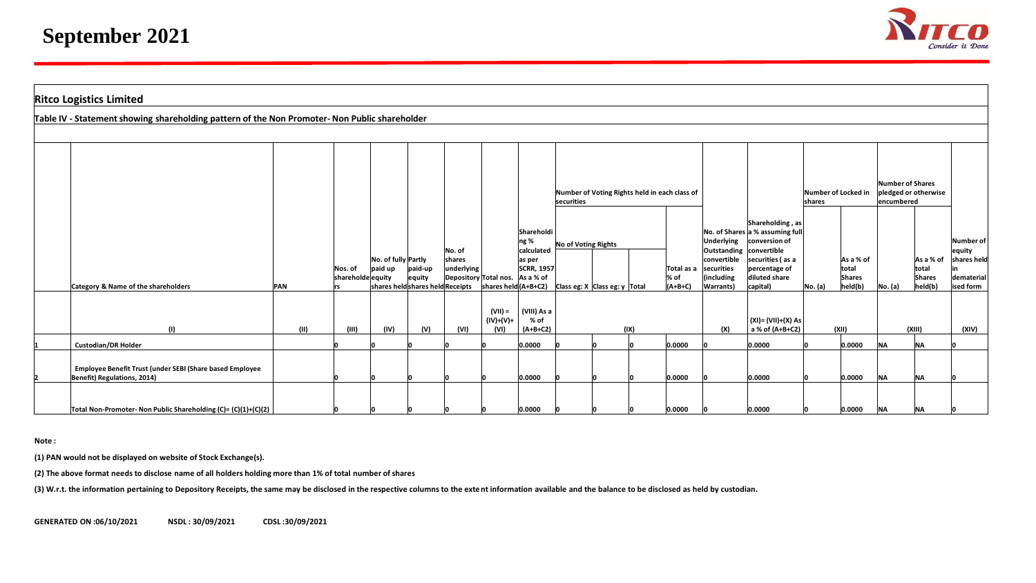# September 2021

## Ritco Logistics Limited

### Table IV - Statement showing shareholding pattern of the Non Promoter- Non Public shareholder

| | Category & Name of the shareholders | PAN | Nos. of shareholders | No. of fully paid up equity shares held | Partly paid-up equity shares held | No. of shares underlying Depository Receipts | Total nos. shares held | Shareholding % calculated as per SCRR, 1957 As a % of (A+B+C2) | Number of Voting Rights held in each class of securities | | | | Number of Shares Underlying Outstanding convertible securities (including Warrants) | Shareholding , as a % assuming full conversion of convertible securities ( as a percentage of diluted share capital) | Number of Locked in shares | | Number of Shares pledged or otherwise encumbered | | Number of equity shares held in dematerialised form |
|---|---|---|---|---|---|---|---|---|---|---|---|---|---|---|---|---|---|---|---|
| | | | | | | | | | No of Voting Rights | | | Total as a % of (A+B+C) | | | No. (a) | As a % of total Shares held(b) | No. (a) | As a % of total Shares held(b) | |
| | | | | | | | | | Class eg: X | Class eg: y | Total | | | | | | | | |
| | (I) | (II) | (III) | (IV) | (V) | (VI) | (VII) = (IV)+(V)+ (VI) | (VIII) As a % of (A+B+C2) | (IX) | | | | (X) | (XI)= (VII)+(X) As a % of (A+B+C2) | (XII) | | (XIII) | | (XIV) |
| 1 | Custodian/DR Holder | | 0 | 0 | 0 | 0 | 0 | 0.0000 | 0 | 0 | 0 | 0.0000 | 0 | 0.0000 | 0 | 0.0000 | NA | NA | 0 |
| 2 | Employee Benefit Trust (under SEBI (Share based Employee Benefit) Regulations, 2014) | | 0 | 0 | 0 | 0 | 0 | 0.0000 | 0 | 0 | 0 | 0.0000 | 0 | 0.0000 | 0 | 0.0000 | NA | NA | 0 |
| | Total Non-Promoter- Non Public Shareholding (C)= (C)(1)+(C)(2) | | 0 | 0 | 0 | 0 | 0 | 0.0000 | 0 | 0 | 0 | 0.0000 | 0 | 0.0000 | 0 | 0.0000 | NA | NA | 0 |

**Note :**

**(1) PAN would not be displayed on website of Stock Exchange(s).**

**(2) The above format needs to disclose name of all holders holding more than 1% of total number of shares**

**(3) W.r.t. the information pertaining to Depository Receipts, the same may be disclosed in the respective columns to the extent information available and the balance to be disclosed as held by custodian.**

**GENERATED ON :06/10/2021 NSDL : 30/09/2021 CDSL :30/09/2021**